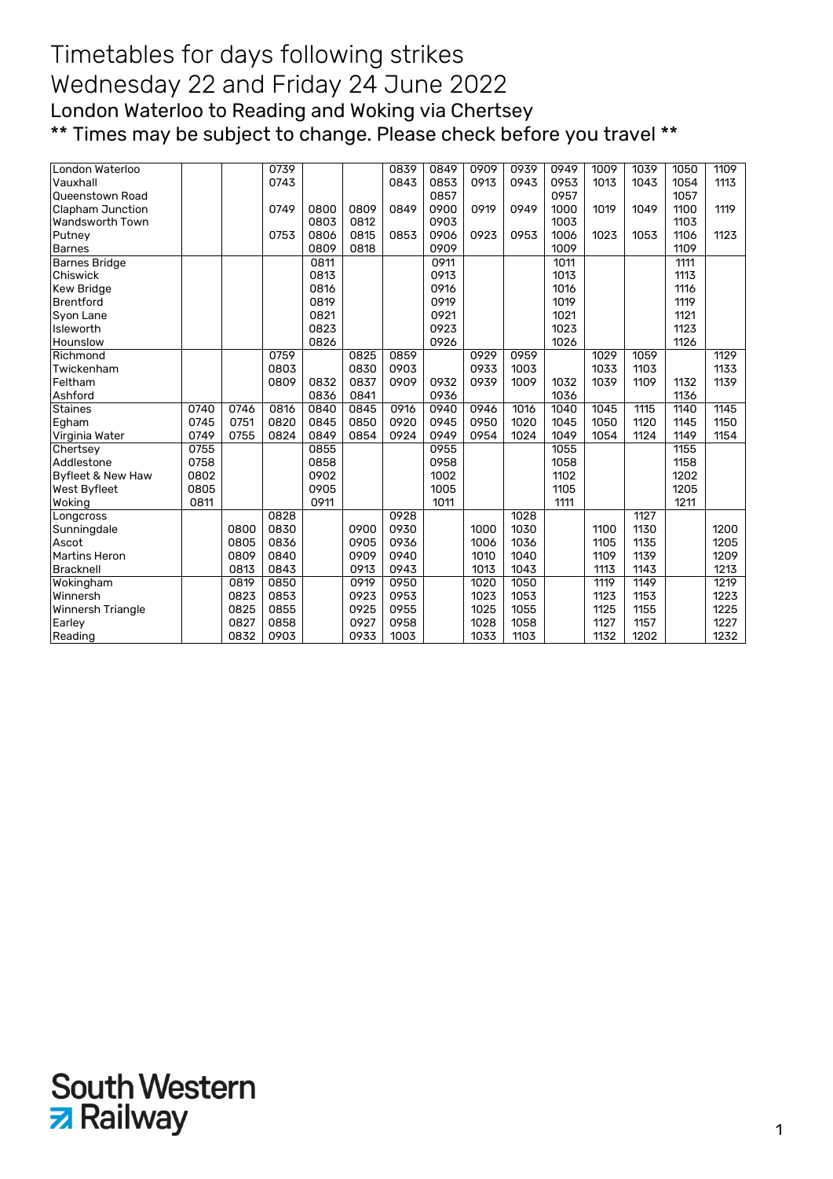# Timetables for days following strikes

# Wednesday 22 and Friday 24 June 2022

## London Waterloo to Reading and Woking via Chertsey

## ** Times may be subject to change. Please check before you travel **

| | | | | | | | | | | | | | | |
|---|---|---|---|---|---|---|---|---|---|---|---|---|---|---|
| London Waterloo | | | 0739 | | | 0839 | 0849 | 0909 | 0939 | 0949 | 1009 | 1039 | 1050 | 1109 |
| Vauxhall | | | 0743 | | | 0843 | 0853 | 0913 | 0943 | 0953 | 1013 | 1043 | 1054 | 1113 |
| Queenstown Road | | | | | | | 0857 | | | 0957 | | | 1057 | |
| Clapham Junction | | | 0749 | 0800 | 0809 | 0849 | 0900 | 0919 | 0949 | 1000 | 1019 | 1049 | 1100 | 1119 |
| Wandsworth Town | | | | 0803 | 0812 | | 0903 | | | 1003 | | | 1103 | |
| Putney | | | 0753 | 0806 | 0815 | 0853 | 0906 | 0923 | 0953 | 1006 | 1023 | 1053 | 1106 | 1123 |
| Barnes | | | | 0809 | 0818 | | 0909 | | | 1009 | | | 1109 | |
| Barnes Bridge | | | | 0811 | | | 0911 | | | 1011 | | | 1111 | |
| Chiswick | | | | 0813 | | | 0913 | | | 1013 | | | 1113 | |
| Kew Bridge | | | | 0816 | | | 0916 | | | 1016 | | | 1116 | |
| Brentford | | | | 0819 | | | 0919 | | | 1019 | | | 1119 | |
| Syon Lane | | | | 0821 | | | 0921 | | | 1021 | | | 1121 | |
| Isleworth | | | | 0823 | | | 0923 | | | 1023 | | | 1123 | |
| Hounslow | | | | 0826 | | | 0926 | | | 1026 | | | 1126 | |
| Richmond | | | 0759 | | 0825 | 0859 | | 0929 | 0959 | | 1029 | 1059 | | 1129 |
| Twickenham | | | 0803 | | 0830 | 0903 | | 0933 | 1003 | | 1033 | 1103 | | 1133 |
| Feltham | | | 0809 | 0832 | 0837 | 0909 | 0932 | 0939 | 1009 | 1032 | 1039 | 1109 | 1132 | 1139 |
| Ashford | | | | 0836 | 0841 | | 0936 | | | 1036 | | | 1136 | |
| Staines | 0740 | 0746 | 0816 | 0840 | 0845 | 0916 | 0940 | 0946 | 1016 | 1040 | 1045 | 1115 | 1140 | 1145 |
| Egham | 0745 | 0751 | 0820 | 0845 | 0850 | 0920 | 0945 | 0950 | 1020 | 1045 | 1050 | 1120 | 1145 | 1150 |
| Virginia Water | 0749 | 0755 | 0824 | 0849 | 0854 | 0924 | 0949 | 0954 | 1024 | 1049 | 1054 | 1124 | 1149 | 1154 |
| Chertsey | 0755 | | | 0855 | | | 0955 | | | 1055 | | | 1155 | |
| Addlestone | 0758 | | | 0858 | | | 0958 | | | 1058 | | | 1158 | |
| Byfleet & New Haw | 0802 | | | 0902 | | | 1002 | | | 1102 | | | 1202 | |
| West Byfleet | 0805 | | | 0905 | | | 1005 | | | 1105 | | | 1205 | |
| Woking | 0811 | | | 0911 | | | 1011 | | | 1111 | | | 1211 | |
| Longcross | | | 0828 | | | 0928 | | | 1028 | | | 1127 | | |
| Sunningdale | | 0800 | 0830 | | 0900 | 0930 | | 1000 | 1030 | | 1100 | 1130 | | 1200 |
| Ascot | | 0805 | 0836 | | 0905 | 0936 | | 1006 | 1036 | | 1105 | 1135 | | 1205 |
| Martins Heron | | 0809 | 0840 | | 0909 | 0940 | | 1010 | 1040 | | 1109 | 1139 | | 1209 |
| Bracknell | | 0813 | 0843 | | 0913 | 0943 | | 1013 | 1043 | | 1113 | 1143 | | 1213 |
| Wokingham | | 0819 | 0850 | | 0919 | 0950 | | 1020 | 1050 | | 1119 | 1149 | | 1219 |
| Winnersh | | 0823 | 0853 | | 0923 | 0953 | | 1023 | 1053 | | 1123 | 1153 | | 1223 |
| Winnersh Triangle | | 0825 | 0855 | | 0925 | 0955 | | 1025 | 1055 | | 1125 | 1155 | | 1225 |
| Earley | | 0827 | 0858 | | 0927 | 0958 | | 1028 | 1058 | | 1127 | 1157 | | 1227 |
| Reading | | 0832 | 0903 | | 0933 | 1003 | | 1033 | 1103 | | 1132 | 1202 | | 1232 |

South Western Railway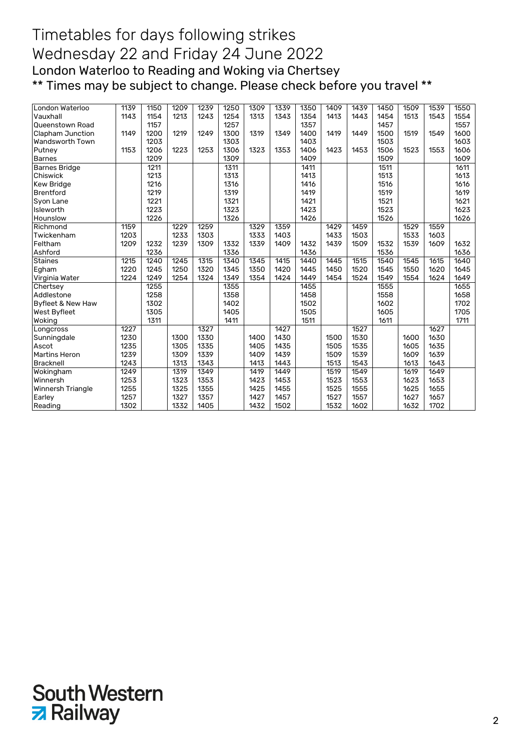# Timetables for days following strikes

# Wednesday 22 and Friday 24 June 2022

## London Waterloo to Reading and Woking via Chertsey

## ** Times may be subject to change. Please check before you travel **

| | | | | | | | | | | | | | | |
|---|---|---|---|---|---|---|---|---|---|---|---|---|---|---|
| London Waterloo | 1139 | 1150 | 1209 | 1239 | 1250 | 1309 | 1339 | 1350 | 1409 | 1439 | 1450 | 1509 | 1539 | 1550 |
| Vauxhall | 1143 | 1154 | 1213 | 1243 | 1254 | 1313 | 1343 | 1354 | 1413 | 1443 | 1454 | 1513 | 1543 | 1554 |
| Queenstown Road | | 1157 | | | 1257 | | | 1357 | | | 1457 | | | 1557 |
| Clapham Junction | 1149 | 1200 | 1219 | 1249 | 1300 | 1319 | 1349 | 1400 | 1419 | 1449 | 1500 | 1519 | 1549 | 1600 |
| Wandsworth Town | | 1203 | | | 1303 | | | 1403 | | | 1503 | | | 1603 |
| Putney | 1153 | 1206 | 1223 | 1253 | 1306 | 1323 | 1353 | 1406 | 1423 | 1453 | 1506 | 1523 | 1553 | 1606 |
| Barnes | | 1209 | | | 1309 | | | 1409 | | | 1509 | | | 1609 |
| Barnes Bridge | | 1211 | | | 1311 | | | 1411 | | | 1511 | | | 1611 |
| Chiswick | | 1213 | | | 1313 | | | 1413 | | | 1513 | | | 1613 |
| Kew Bridge | | 1216 | | | 1316 | | | 1416 | | | 1516 | | | 1616 |
| Brentford | | 1219 | | | 1319 | | | 1419 | | | 1519 | | | 1619 |
| Syon Lane | | 1221 | | | 1321 | | | 1421 | | | 1521 | | | 1621 |
| Isleworth | | 1223 | | | 1323 | | | 1423 | | | 1523 | | | 1623 |
| Hounslow | | 1226 | | | 1326 | | | 1426 | | | 1526 | | | 1626 |
| Richmond | 1159 | | 1229 | 1259 | | 1329 | 1359 | | 1429 | 1459 | | 1529 | 1559 | |
| Twickenham | 1203 | | 1233 | 1303 | | 1333 | 1403 | | 1433 | 1503 | | 1533 | 1603 | |
| Feltham | 1209 | 1232 | 1239 | 1309 | 1332 | 1339 | 1409 | 1432 | 1439 | 1509 | 1532 | 1539 | 1609 | 1632 |
| Ashford | | 1236 | | | 1336 | | | 1436 | | | 1536 | | | 1636 |
| Staines | 1215 | 1240 | 1245 | 1315 | 1340 | 1345 | 1415 | 1440 | 1445 | 1515 | 1540 | 1545 | 1615 | 1640 |
| Egham | 1220 | 1245 | 1250 | 1320 | 1345 | 1350 | 1420 | 1445 | 1450 | 1520 | 1545 | 1550 | 1620 | 1645 |
| Virginia Water | 1224 | 1249 | 1254 | 1324 | 1349 | 1354 | 1424 | 1449 | 1454 | 1524 | 1549 | 1554 | 1624 | 1649 |
| Chertsey | | 1255 | | | 1355 | | | 1455 | | | 1555 | | | 1655 |
| Addlestone | | 1258 | | | 1358 | | | 1458 | | | 1558 | | | 1658 |
| Byfleet & New Haw | | 1302 | | | 1402 | | | 1502 | | | 1602 | | | 1702 |
| West Byfleet | | 1305 | | | 1405 | | | 1505 | | | 1605 | | | 1705 |
| Woking | | 1311 | | | 1411 | | | 1511 | | | 1611 | | | 1711 |
| Longcross | 1227 | | | 1327 | | | 1427 | | | 1527 | | | 1627 | |
| Sunningdale | 1230 | | 1300 | 1330 | | 1400 | 1430 | | 1500 | 1530 | | 1600 | 1630 | |
| Ascot | 1235 | | 1305 | 1335 | | 1405 | 1435 | | 1505 | 1535 | | 1605 | 1635 | |
| Martins Heron | 1239 | | 1309 | 1339 | | 1409 | 1439 | | 1509 | 1539 | | 1609 | 1639 | |
| Bracknell | 1243 | | 1313 | 1343 | | 1413 | 1443 | | 1513 | 1543 | | 1613 | 1643 | |
| Wokingham | 1249 | | 1319 | 1349 | | 1419 | 1449 | | 1519 | 1549 | | 1619 | 1649 | |
| Winnersh | 1253 | | 1323 | 1353 | | 1423 | 1453 | | 1523 | 1553 | | 1623 | 1653 | |
| Winnersh Triangle | 1255 | | 1325 | 1355 | | 1425 | 1455 | | 1525 | 1555 | | 1625 | 1655 | |
| Earley | 1257 | | 1327 | 1357 | | 1427 | 1457 | | 1527 | 1557 | | 1627 | 1657 | |
| Reading | 1302 | | 1332 | 1405 | | 1432 | 1502 | | 1532 | 1602 | | 1632 | 1702 | |

South Western Railway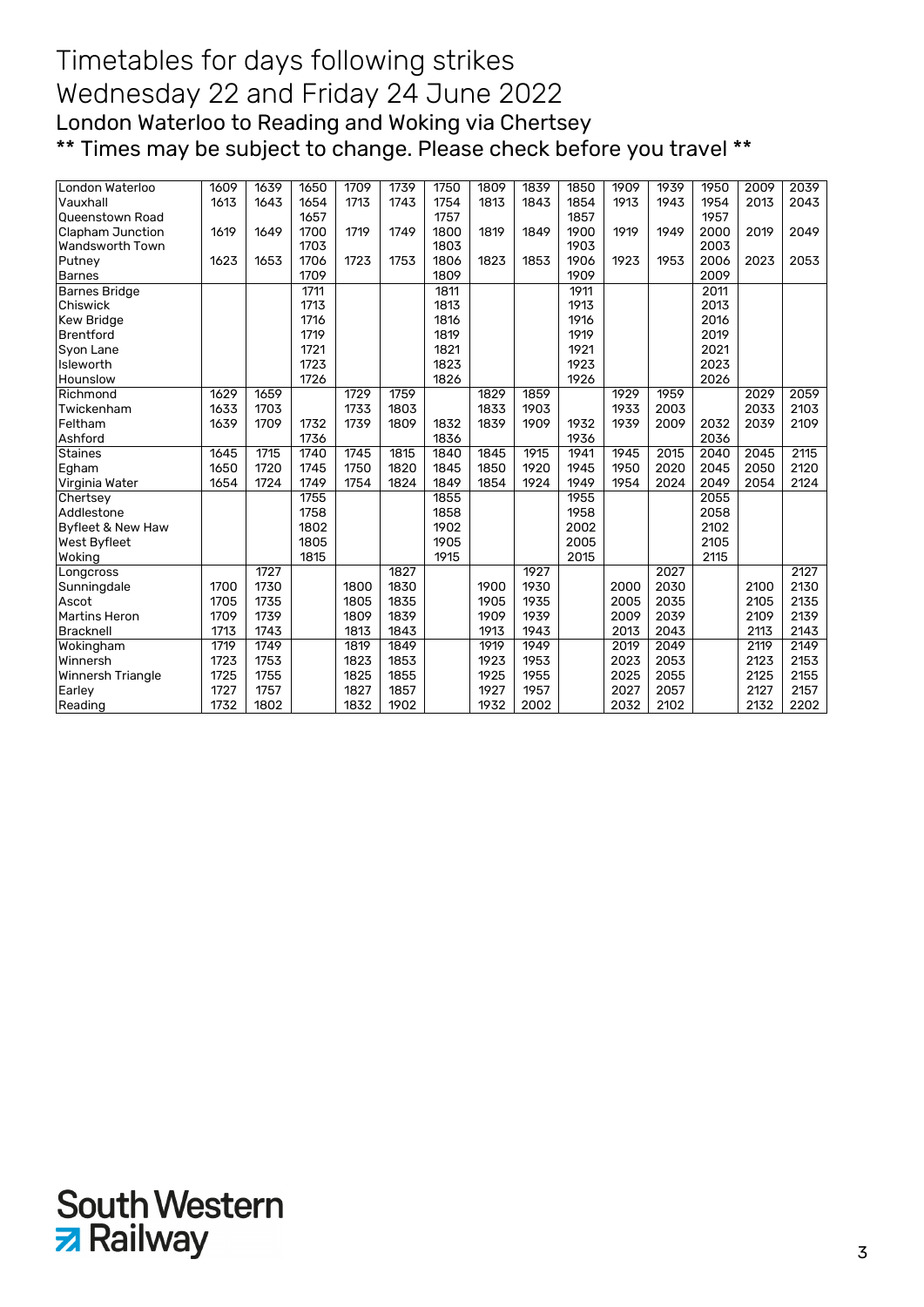# Timetables for days following strikes

# Wednesday 22 and Friday 24 June 2022

## London Waterloo to Reading and Woking via Chertsey

## ** Times may be subject to change. Please check before you travel **

| | | | | | | | | | | | | | | |
|---|---|---|---|---|---|---|---|---|---|---|---|---|---|---|
| London Waterloo | 1609 | 1639 | 1650 | 1709 | 1739 | 1750 | 1809 | 1839 | 1850 | 1909 | 1939 | 1950 | 2009 | 2039 |
| Vauxhall | 1613 | 1643 | 1654 | 1713 | 1743 | 1754 | 1813 | 1843 | 1854 | 1913 | 1943 | 1954 | 2013 | 2043 |
| Queenstown Road | | | 1657 | | | 1757 | | | 1857 | | | 1957 | | |
| Clapham Junction | 1619 | 1649 | 1700 | 1719 | 1749 | 1800 | 1819 | 1849 | 1900 | 1919 | 1949 | 2000 | 2019 | 2049 |
| Wandsworth Town | | | 1703 | | | 1803 | | | 1903 | | | 2003 | | |
| Putney | 1623 | 1653 | 1706 | 1723 | 1753 | 1806 | 1823 | 1853 | 1906 | 1923 | 1953 | 2006 | 2023 | 2053 |
| Barnes | | | 1709 | | | 1809 | | | 1909 | | | 2009 | | |
| Barnes Bridge | | | 1711 | | | 1811 | | | 1911 | | | 2011 | | |
| Chiswick | | | 1713 | | | 1813 | | | 1913 | | | 2013 | | |
| Kew Bridge | | | 1716 | | | 1816 | | | 1916 | | | 2016 | | |
| Brentford | | | 1719 | | | 1819 | | | 1919 | | | 2019 | | |
| Syon Lane | | | 1721 | | | 1821 | | | 1921 | | | 2021 | | |
| Isleworth | | | 1723 | | | 1823 | | | 1923 | | | 2023 | | |
| Hounslow | | | 1726 | | | 1826 | | | 1926 | | | 2026 | | |
| Richmond | 1629 | 1659 | | 1729 | 1759 | | 1829 | 1859 | | 1929 | 1959 | | 2029 | 2059 |
| Twickenham | 1633 | 1703 | | 1733 | 1803 | | 1833 | 1903 | | 1933 | 2003 | | 2033 | 2103 |
| Feltham | 1639 | 1709 | 1732 | 1739 | 1809 | 1832 | 1839 | 1909 | 1932 | 1939 | 2009 | 2032 | 2039 | 2109 |
| Ashford | | | 1736 | | | 1836 | | | 1936 | | | 2036 | | |
| Staines | 1645 | 1715 | 1740 | 1745 | 1815 | 1840 | 1845 | 1915 | 1941 | 1945 | 2015 | 2040 | 2045 | 2115 |
| Egham | 1650 | 1720 | 1745 | 1750 | 1820 | 1845 | 1850 | 1920 | 1945 | 1950 | 2020 | 2045 | 2050 | 2120 |
| Virginia Water | 1654 | 1724 | 1749 | 1754 | 1824 | 1849 | 1854 | 1924 | 1949 | 1954 | 2024 | 2049 | 2054 | 2124 |
| Chertsey | | | 1755 | | | 1855 | | | 1955 | | | 2055 | | |
| Addlestone | | | 1758 | | | 1858 | | | 1958 | | | 2058 | | |
| Byfleet & New Haw | | | 1802 | | | 1902 | | | 2002 | | | 2102 | | |
| West Byfleet | | | 1805 | | | 1905 | | | 2005 | | | 2105 | | |
| Woking | | | 1815 | | | 1915 | | | 2015 | | | 2115 | | |
| Longcross | | 1727 | | | 1827 | | | 1927 | | | 2027 | | | 2127 |
| Sunningdale | 1700 | 1730 | | 1800 | 1830 | | 1900 | 1930 | | 2000 | 2030 | | 2100 | 2130 |
| Ascot | 1705 | 1735 | | 1805 | 1835 | | 1905 | 1935 | | 2005 | 2035 | | 2105 | 2135 |
| Martins Heron | 1709 | 1739 | | 1809 | 1839 | | 1909 | 1939 | | 2009 | 2039 | | 2109 | 2139 |
| Bracknell | 1713 | 1743 | | 1813 | 1843 | | 1913 | 1943 | | 2013 | 2043 | | 2113 | 2143 |
| Wokingham | 1719 | 1749 | | 1819 | 1849 | | 1919 | 1949 | | 2019 | 2049 | | 2119 | 2149 |
| Winnersh | 1723 | 1753 | | 1823 | 1853 | | 1923 | 1953 | | 2023 | 2053 | | 2123 | 2153 |
| Winnersh Triangle | 1725 | 1755 | | 1825 | 1855 | | 1925 | 1955 | | 2025 | 2055 | | 2125 | 2155 |
| Earley | 1727 | 1757 | | 1827 | 1857 | | 1927 | 1957 | | 2027 | 2057 | | 2127 | 2157 |
| Reading | 1732 | 1802 | | 1832 | 1902 | | 1932 | 2002 | | 2032 | 2102 | | 2132 | 2202 |

South Western Railway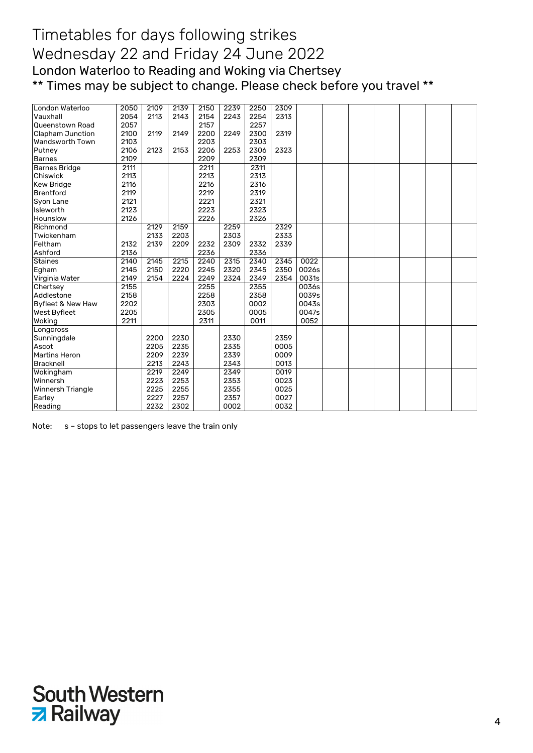# Timetables for days following strikes
# Wednesday 22 and Friday 24 June 2022
## London Waterloo to Reading and Woking via Chertsey
### ** Times may be subject to change. Please check before you travel **

| Station | | | | | | | | | | | | | | |
|---|---|---|---|---|---|---|---|---|---|---|---|---|---|---|
| London Waterloo | 2050 | 2109 | 2139 | 2150 | 2239 | 2250 | 2309 | | | | | | | |
| Vauxhall | 2054 | 2113 | 2143 | 2154 | 2243 | 2254 | 2313 | | | | | | | |
| Queenstown Road | 2057 | | | 2157 | | 2257 | | | | | | | | |
| Clapham Junction | 2100 | 2119 | 2149 | 2200 | 2249 | 2300 | 2319 | | | | | | | |
| Wandsworth Town | 2103 | | | 2203 | | 2303 | | | | | | | | |
| Putney | 2106 | 2123 | 2153 | 2206 | 2253 | 2306 | 2323 | | | | | | | |
| Barnes | 2109 | | | 2209 | | 2309 | | | | | | | | |
| Barnes Bridge | 2111 | | | 2211 | | 2311 | | | | | | | | |
| Chiswick | 2113 | | | 2213 | | 2313 | | | | | | | | |
| Kew Bridge | 2116 | | | 2216 | | 2316 | | | | | | | | |
| Brentford | 2119 | | | 2219 | | 2319 | | | | | | | | |
| Syon Lane | 2121 | | | 2221 | | 2321 | | | | | | | | |
| Isleworth | 2123 | | | 2223 | | 2323 | | | | | | | | |
| Hounslow | 2126 | | | 2226 | | 2326 | | | | | | | | |
| Richmond | | 2129 | 2159 | | 2259 | | 2329 | | | | | | | |
| Twickenham | | 2133 | 2203 | | 2303 | | 2333 | | | | | | | |
| Feltham | 2132 | 2139 | 2209 | 2232 | 2309 | 2332 | 2339 | | | | | | | |
| Ashford | 2136 | | | 2236 | | 2336 | | | | | | | | |
| Staines | 2140 | 2145 | 2215 | 2240 | 2315 | 2340 | 2345 | 0022 | | | | | | |
| Egham | 2145 | 2150 | 2220 | 2245 | 2320 | 2345 | 2350 | 0026s | | | | | | |
| Virginia Water | 2149 | 2154 | 2224 | 2249 | 2324 | 2349 | 2354 | 0031s | | | | | | |
| Chertsey | 2155 | | | 2255 | | 2355 | | 0036s | | | | | | |
| Addlestone | 2158 | | | 2258 | | 2358 | | 0039s | | | | | | |
| Byfleet & New Haw | 2202 | | | 2303 | | 0002 | | 0043s | | | | | | |
| West Byfleet | 2205 | | | 2305 | | 0005 | | 0047s | | | | | | |
| Woking | 2211 | | | 2311 | | 0011 | | 0052 | | | | | | |
| Longcross | | | | | | | | | | | | | | |
| Sunningdale | | 2200 | 2230 | | 2330 | | 2359 | | | | | | | |
| Ascot | | 2205 | 2235 | | 2335 | | 0005 | | | | | | | |
| Martins Heron | | 2209 | 2239 | | 2339 | | 0009 | | | | | | | |
| Bracknell | | 2213 | 2243 | | 2343 | | 0013 | | | | | | | |
| Wokingham | | 2219 | 2249 | | 2349 | | 0019 | | | | | | | |
| Winnersh | | 2223 | 2253 | | 2353 | | 0023 | | | | | | | |
| Winnersh Triangle | | 2225 | 2255 | | 2355 | | 0025 | | | | | | | |
| Earley | | 2227 | 2257 | | 2357 | | 0027 | | | | | | | |
| Reading | | 2232 | 2302 | | 0002 | | 0032 | | | | | | | |

Note: s – stops to let passengers leave the train only

South Western Railway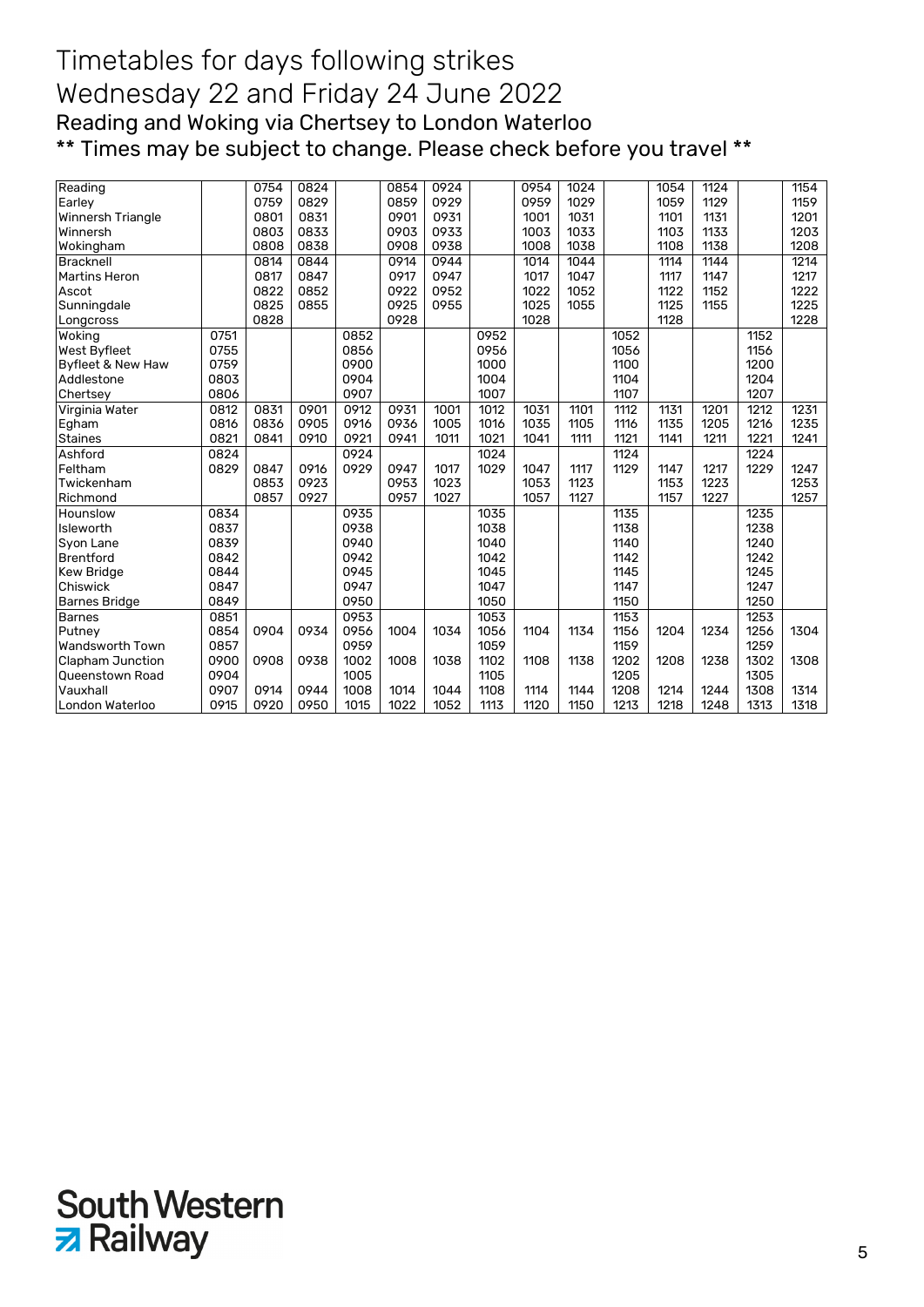# Timetables for days following strikes
# Wednesday 22 and Friday 24 June 2022
## Reading and Woking via Chertsey to London Waterloo
## ** Times may be subject to change. Please check before you travel **

| Station | | | | | | | | | | | | | | |
|---|---|---|---|---|---|---|---|---|---|---|---|---|---|---|
| Reading | | 0754 | 0824 | | 0854 | 0924 | | 0954 | 1024 | | 1054 | 1124 | | 1154 |
| Earley | | 0759 | 0829 | | 0859 | 0929 | | 0959 | 1029 | | 1059 | 1129 | | 1159 |
| Winnersh Triangle | | 0801 | 0831 | | 0901 | 0931 | | 1001 | 1031 | | 1101 | 1131 | | 1201 |
| Winnersh | | 0803 | 0833 | | 0903 | 0933 | | 1003 | 1033 | | 1103 | 1133 | | 1203 |
| Wokingham | | 0808 | 0838 | | 0908 | 0938 | | 1008 | 1038 | | 1108 | 1138 | | 1208 |
| Bracknell | | 0814 | 0844 | | 0914 | 0944 | | 1014 | 1044 | | 1114 | 1144 | | 1214 |
| Martins Heron | | 0817 | 0847 | | 0917 | 0947 | | 1017 | 1047 | | 1117 | 1147 | | 1217 |
| Ascot | | 0822 | 0852 | | 0922 | 0952 | | 1022 | 1052 | | 1122 | 1152 | | 1222 |
| Sunningdale | | 0825 | 0855 | | 0925 | 0955 | | 1025 | 1055 | | 1125 | 1155 | | 1225 |
| Longcross | | 0828 | | | 0928 | | | 1028 | | | 1128 | | | 1228 |
| Woking | 0751 | | | 0852 | | | 0952 | | | 1052 | | | 1152 | |
| West Byfleet | 0755 | | | 0856 | | | 0956 | | | 1056 | | | 1156 | |
| Byfleet & New Haw | 0759 | | | 0900 | | | 1000 | | | 1100 | | | 1200 | |
| Addlestone | 0803 | | | 0904 | | | 1004 | | | 1104 | | | 1204 | |
| Chertsey | 0806 | | | 0907 | | | 1007 | | | 1107 | | | 1207 | |
| Virginia Water | 0812 | 0831 | 0901 | 0912 | 0931 | 1001 | 1012 | 1031 | 1101 | 1112 | 1131 | 1201 | 1212 | 1231 |
| Egham | 0816 | 0836 | 0905 | 0916 | 0936 | 1005 | 1016 | 1035 | 1105 | 1116 | 1135 | 1205 | 1216 | 1235 |
| Staines | 0821 | 0841 | 0910 | 0921 | 0941 | 1011 | 1021 | 1041 | 1111 | 1121 | 1141 | 1211 | 1221 | 1241 |
| Ashford | 0824 | | | 0924 | | | 1024 | | | 1124 | | | 1224 | |
| Feltham | 0829 | 0847 | 0916 | 0929 | 0947 | 1017 | 1029 | 1047 | 1117 | 1129 | 1147 | 1217 | 1229 | 1247 |
| Twickenham | | 0853 | 0923 | | 0953 | 1023 | | 1053 | 1123 | | 1153 | 1223 | | 1253 |
| Richmond | | 0857 | 0927 | | 0957 | 1027 | | 1057 | 1127 | | 1157 | 1227 | | 1257 |
| Hounslow | 0834 | | | 0935 | | | 1035 | | | 1135 | | | 1235 | |
| Isleworth | 0837 | | | 0938 | | | 1038 | | | 1138 | | | 1238 | |
| Syon Lane | 0839 | | | 0940 | | | 1040 | | | 1140 | | | 1240 | |
| Brentford | 0842 | | | 0942 | | | 1042 | | | 1142 | | | 1242 | |
| Kew Bridge | 0844 | | | 0945 | | | 1045 | | | 1145 | | | 1245 | |
| Chiswick | 0847 | | | 0947 | | | 1047 | | | 1147 | | | 1247 | |
| Barnes Bridge | 0849 | | | 0950 | | | 1050 | | | 1150 | | | 1250 | |
| Barnes | 0851 | | | 0953 | | | 1053 | | | 1153 | | | 1253 | |
| Putney | 0854 | 0904 | 0934 | 0956 | 1004 | 1034 | 1056 | 1104 | 1134 | 1156 | 1204 | 1234 | 1256 | 1304 |
| Wandsworth Town | 0857 | | | 0959 | | | 1059 | | | 1159 | | | 1259 | |
| Clapham Junction | 0900 | 0908 | 0938 | 1002 | 1008 | 1038 | 1102 | 1108 | 1138 | 1202 | 1208 | 1238 | 1302 | 1308 |
| Queenstown Road | 0904 | | | 1005 | | | 1105 | | | 1205 | | | 1305 | |
| Vauxhall | 0907 | 0914 | 0944 | 1008 | 1014 | 1044 | 1108 | 1114 | 1144 | 1208 | 1214 | 1244 | 1308 | 1314 |
| London Waterloo | 0915 | 0920 | 0950 | 1015 | 1022 | 1052 | 1113 | 1120 | 1150 | 1213 | 1218 | 1248 | 1313 | 1318 |

South Western Railway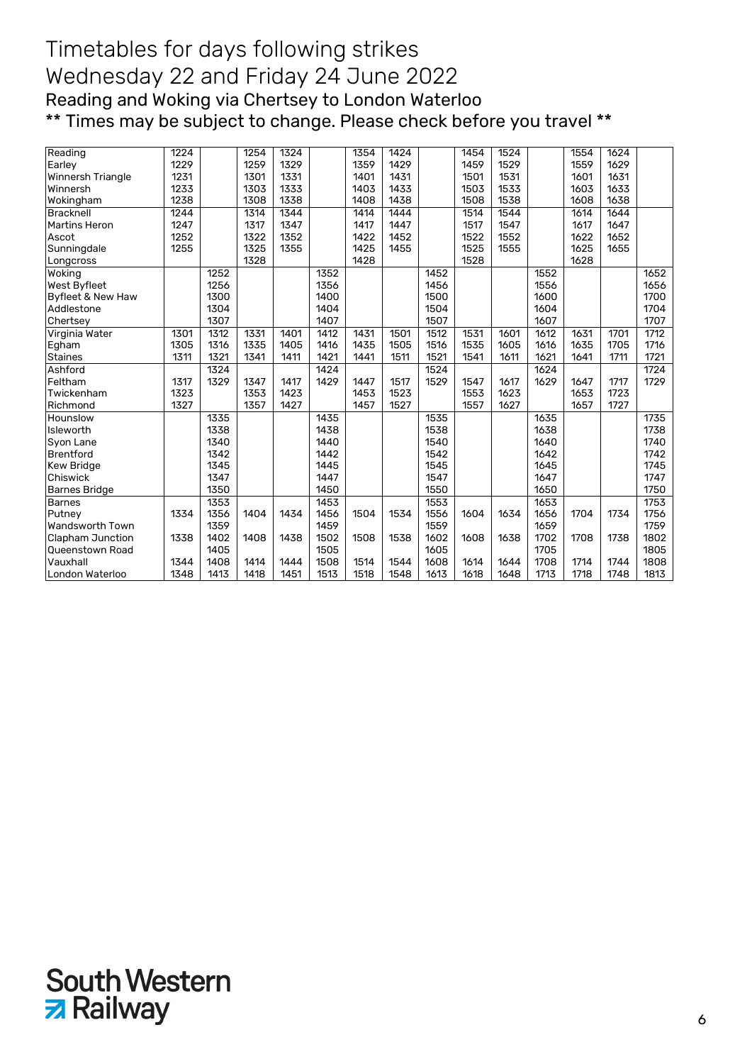# Timetables for days following strikes
# Wednesday 22 and Friday 24 June 2022
## Reading and Woking via Chertsey to London Waterloo
### ** Times may be subject to change. Please check before you travel **

| Station | | | | | | | | | | | | | | |
|---|---|---|---|---|---|---|---|---|---|---|---|---|---|---|
| Reading | 1224 | | 1254 | 1324 | | 1354 | 1424 | | 1454 | 1524 | | 1554 | 1624 | |
| Earley | 1229 | | 1259 | 1329 | | 1359 | 1429 | | 1459 | 1529 | | 1559 | 1629 | |
| Winnersh Triangle | 1231 | | 1301 | 1331 | | 1401 | 1431 | | 1501 | 1531 | | 1601 | 1631 | |
| Winnersh | 1233 | | 1303 | 1333 | | 1403 | 1433 | | 1503 | 1533 | | 1603 | 1633 | |
| Wokingham | 1238 | | 1308 | 1338 | | 1408 | 1438 | | 1508 | 1538 | | 1608 | 1638 | |
| Bracknell | 1244 | | 1314 | 1344 | | 1414 | 1444 | | 1514 | 1544 | | 1614 | 1644 | |
| Martins Heron | 1247 | | 1317 | 1347 | | 1417 | 1447 | | 1517 | 1547 | | 1617 | 1647 | |
| Ascot | 1252 | | 1322 | 1352 | | 1422 | 1452 | | 1522 | 1552 | | 1622 | 1652 | |
| Sunningdale | 1255 | | 1325 | 1355 | | 1425 | 1455 | | 1525 | 1555 | | 1625 | 1655 | |
| Longcross | | | 1328 | | | 1428 | | | 1528 | | | 1628 | | |
| Woking | | 1252 | | | 1352 | | | 1452 | | | 1552 | | | 1652 |
| West Byfleet | | 1256 | | | 1356 | | | 1456 | | | 1556 | | | 1656 |
| Byfleet & New Haw | | 1300 | | | 1400 | | | 1500 | | | 1600 | | | 1700 |
| Addlestone | | 1304 | | | 1404 | | | 1504 | | | 1604 | | | 1704 |
| Chertsey | | 1307 | | | 1407 | | | 1507 | | | 1607 | | | 1707 |
| Virginia Water | 1301 | 1312 | 1331 | 1401 | 1412 | 1431 | 1501 | 1512 | 1531 | 1601 | 1612 | 1631 | 1701 | 1712 |
| Egham | 1305 | 1316 | 1335 | 1405 | 1416 | 1435 | 1505 | 1516 | 1535 | 1605 | 1616 | 1635 | 1705 | 1716 |
| Staines | 1311 | 1321 | 1341 | 1411 | 1421 | 1441 | 1511 | 1521 | 1541 | 1611 | 1621 | 1641 | 1711 | 1721 |
| Ashford | | 1324 | | | 1424 | | | 1524 | | | 1624 | | | 1724 |
| Feltham | 1317 | 1329 | 1347 | 1417 | 1429 | 1447 | 1517 | 1529 | 1547 | 1617 | 1629 | 1647 | 1717 | 1729 |
| Twickenham | 1323 | | 1353 | 1423 | | 1453 | 1523 | | 1553 | 1623 | | 1653 | 1723 | |
| Richmond | 1327 | | 1357 | 1427 | | 1457 | 1527 | | 1557 | 1627 | | 1657 | 1727 | |
| Hounslow | | 1335 | | | 1435 | | | 1535 | | | 1635 | | | 1735 |
| Isleworth | | 1338 | | | 1438 | | | 1538 | | | 1638 | | | 1738 |
| Syon Lane | | 1340 | | | 1440 | | | 1540 | | | 1640 | | | 1740 |
| Brentford | | 1342 | | | 1442 | | | 1542 | | | 1642 | | | 1742 |
| Kew Bridge | | 1345 | | | 1445 | | | 1545 | | | 1645 | | | 1745 |
| Chiswick | | 1347 | | | 1447 | | | 1547 | | | 1647 | | | 1747 |
| Barnes Bridge | | 1350 | | | 1450 | | | 1550 | | | 1650 | | | 1750 |
| Barnes | | 1353 | | | 1453 | | | 1553 | | | 1653 | | | 1753 |
| Putney | 1334 | 1356 | 1404 | 1434 | 1456 | 1504 | 1534 | 1556 | 1604 | 1634 | 1656 | 1704 | 1734 | 1756 |
| Wandsworth Town | | 1359 | | | 1459 | | | 1559 | | | 1659 | | | 1759 |
| Clapham Junction | 1338 | 1402 | 1408 | 1438 | 1502 | 1508 | 1538 | 1602 | 1608 | 1638 | 1702 | 1708 | 1738 | 1802 |
| Queenstown Road | | 1405 | | | 1505 | | | 1605 | | | 1705 | | | 1805 |
| Vauxhall | 1344 | 1408 | 1414 | 1444 | 1508 | 1514 | 1544 | 1608 | 1614 | 1644 | 1708 | 1714 | 1744 | 1808 |
| London Waterloo | 1348 | 1413 | 1418 | 1451 | 1513 | 1518 | 1548 | 1613 | 1618 | 1648 | 1713 | 1718 | 1748 | 1813 |

South Western Railway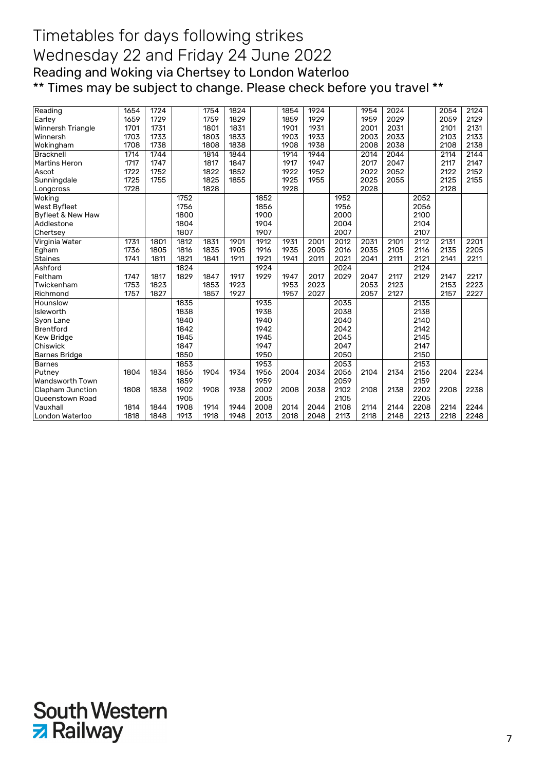# Timetables for days following strikes

# Wednesday 22 and Friday 24 June 2022

## Reading and Woking via Chertsey to London Waterloo

## ** Times may be subject to change. Please check before you travel **

| Station | | | | | | | | | | | | | | |
|---|---|---|---|---|---|---|---|---|---|---|---|---|---|---|
| Reading | 1654 | 1724 | | 1754 | 1824 | | 1854 | 1924 | | 1954 | 2024 | | 2054 | 2124 |
| Earley | 1659 | 1729 | | 1759 | 1829 | | 1859 | 1929 | | 1959 | 2029 | | 2059 | 2129 |
| Winnersh Triangle | 1701 | 1731 | | 1801 | 1831 | | 1901 | 1931 | | 2001 | 2031 | | 2101 | 2131 |
| Winnersh | 1703 | 1733 | | 1803 | 1833 | | 1903 | 1933 | | 2003 | 2033 | | 2103 | 2133 |
| Wokingham | 1708 | 1738 | | 1808 | 1838 | | 1908 | 1938 | | 2008 | 2038 | | 2108 | 2138 |
| Bracknell | 1714 | 1744 | | 1814 | 1844 | | 1914 | 1944 | | 2014 | 2044 | | 2114 | 2144 |
| Martins Heron | 1717 | 1747 | | 1817 | 1847 | | 1917 | 1947 | | 2017 | 2047 | | 2117 | 2147 |
| Ascot | 1722 | 1752 | | 1822 | 1852 | | 1922 | 1952 | | 2022 | 2052 | | 2122 | 2152 |
| Sunningdale | 1725 | 1755 | | 1825 | 1855 | | 1925 | 1955 | | 2025 | 2055 | | 2125 | 2155 |
| Longcross | 1728 | | | 1828 | | | 1928 | | | 2028 | | | 2128 | |
| Woking | | | 1752 | | | 1852 | | | 1952 | | | 2052 | | |
| West Byfleet | | | 1756 | | | 1856 | | | 1956 | | | 2056 | | |
| Byfleet & New Haw | | | 1800 | | | 1900 | | | 2000 | | | 2100 | | |
| Addlestone | | | 1804 | | | 1904 | | | 2004 | | | 2104 | | |
| Chertsey | | | 1807 | | | 1907 | | | 2007 | | | 2107 | | |
| Virginia Water | 1731 | 1801 | 1812 | 1831 | 1901 | 1912 | 1931 | 2001 | 2012 | 2031 | 2101 | 2112 | 2131 | 2201 |
| Egham | 1736 | 1805 | 1816 | 1835 | 1905 | 1916 | 1935 | 2005 | 2016 | 2035 | 2105 | 2116 | 2135 | 2205 |
| Staines | 1741 | 1811 | 1821 | 1841 | 1911 | 1921 | 1941 | 2011 | 2021 | 2041 | 2111 | 2121 | 2141 | 2211 |
| Ashford | | | 1824 | | | 1924 | | | 2024 | | | 2124 | | |
| Feltham | 1747 | 1817 | 1829 | 1847 | 1917 | 1929 | 1947 | 2017 | 2029 | 2047 | 2117 | 2129 | 2147 | 2217 |
| Twickenham | 1753 | 1823 | | 1853 | 1923 | | 1953 | 2023 | | 2053 | 2123 | | 2153 | 2223 |
| Richmond | 1757 | 1827 | | 1857 | 1927 | | 1957 | 2027 | | 2057 | 2127 | | 2157 | 2227 |
| Hounslow | | | 1835 | | | 1935 | | | 2035 | | | 2135 | | |
| Isleworth | | | 1838 | | | 1938 | | | 2038 | | | 2138 | | |
| Syon Lane | | | 1840 | | | 1940 | | | 2040 | | | 2140 | | |
| Brentford | | | 1842 | | | 1942 | | | 2042 | | | 2142 | | |
| Kew Bridge | | | 1845 | | | 1945 | | | 2045 | | | 2145 | | |
| Chiswick | | | 1847 | | | 1947 | | | 2047 | | | 2147 | | |
| Barnes Bridge | | | 1850 | | | 1950 | | | 2050 | | | 2150 | | |
| Barnes | | | 1853 | | | 1953 | | | 2053 | | | 2153 | | |
| Putney | 1804 | 1834 | 1856 | 1904 | 1934 | 1956 | 2004 | 2034 | 2056 | 2104 | 2134 | 2156 | 2204 | 2234 |
| Wandsworth Town | | | 1859 | | | 1959 | | | 2059 | | | 2159 | | |
| Clapham Junction | 1808 | 1838 | 1902 | 1908 | 1938 | 2002 | 2008 | 2038 | 2102 | 2108 | 2138 | 2202 | 2208 | 2238 |
| Queenstown Road | | | 1905 | | | 2005 | | | 2105 | | | 2205 | | |
| Vauxhall | 1814 | 1844 | 1908 | 1914 | 1944 | 2008 | 2014 | 2044 | 2108 | 2114 | 2144 | 2208 | 2214 | 2244 |
| London Waterloo | 1818 | 1848 | 1913 | 1918 | 1948 | 2013 | 2018 | 2048 | 2113 | 2118 | 2148 | 2213 | 2218 | 2248 |

South Western Railway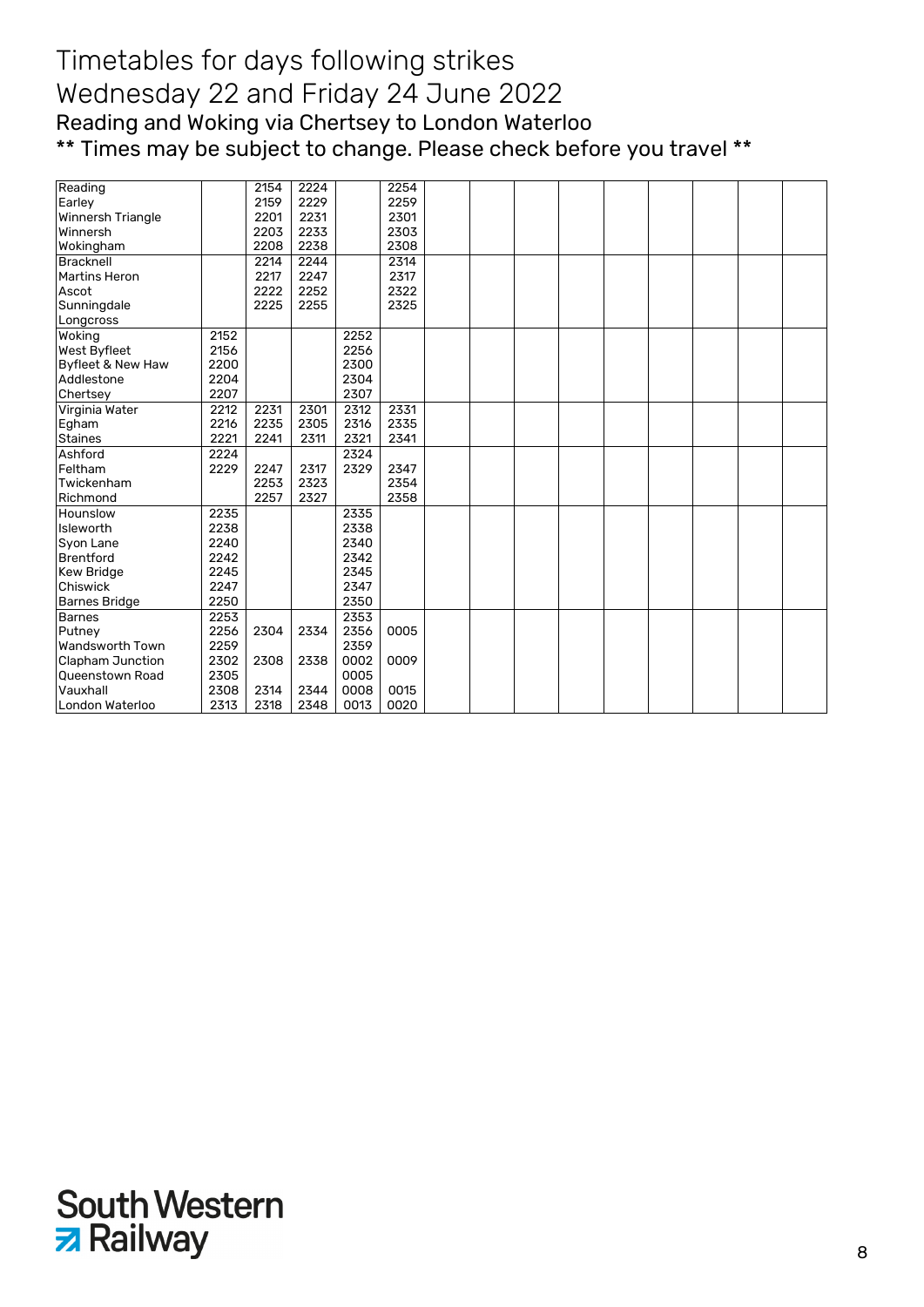# Timetables for days following strikes
# Wednesday 22 and Friday 24 June 2022
## Reading and Woking via Chertsey to London Waterloo
### ** Times may be subject to change. Please check before you travel **

| | | | | | | | | | | | | | | | |
|---|---|---|---|---|---|---|---|---|---|---|---|---|---|---|---|
| Reading | | 2154 | 2224 | | 2254 | | | | | | | | | | |
| Earley | | 2159 | 2229 | | 2259 | | | | | | | | | | |
| Winnersh Triangle | | 2201 | 2231 | | 2301 | | | | | | | | | | |
| Winnersh | | 2203 | 2233 | | 2303 | | | | | | | | | | |
| Wokingham | | 2208 | 2238 | | 2308 | | | | | | | | | | |
| Bracknell | | 2214 | 2244 | | 2314 | | | | | | | | | | |
| Martins Heron | | 2217 | 2247 | | 2317 | | | | | | | | | | |
| Ascot | | 2222 | 2252 | | 2322 | | | | | | | | | | |
| Sunningdale | | 2225 | 2255 | | 2325 | | | | | | | | | | |
| Longcross | | | | | | | | | | | | | | | |
| Woking | 2152 | | | 2252 | | | | | | | | | | | |
| West Byfleet | 2156 | | | 2256 | | | | | | | | | | | |
| Byfleet & New Haw | 2200 | | | 2300 | | | | | | | | | | | |
| Addlestone | 2204 | | | 2304 | | | | | | | | | | | |
| Chertsey | 2207 | | | 2307 | | | | | | | | | | | |
| Virginia Water | 2212 | 2231 | 2301 | 2312 | 2331 | | | | | | | | | | |
| Egham | 2216 | 2235 | 2305 | 2316 | 2335 | | | | | | | | | | |
| Staines | 2221 | 2241 | 2311 | 2321 | 2341 | | | | | | | | | | |
| Ashford | 2224 | | | 2324 | | | | | | | | | | | |
| Feltham | 2229 | 2247 | 2317 | 2329 | 2347 | | | | | | | | | | |
| Twickenham | | 2253 | 2323 | | 2354 | | | | | | | | | | |
| Richmond | | 2257 | 2327 | | 2358 | | | | | | | | | | |
| Hounslow | 2235 | | | 2335 | | | | | | | | | | | |
| Isleworth | 2238 | | | 2338 | | | | | | | | | | | |
| Syon Lane | 2240 | | | 2340 | | | | | | | | | | | |
| Brentford | 2242 | | | 2342 | | | | | | | | | | | |
| Kew Bridge | 2245 | | | 2345 | | | | | | | | | | | |
| Chiswick | 2247 | | | 2347 | | | | | | | | | | | |
| Barnes Bridge | 2250 | | | 2350 | | | | | | | | | | | |
| Barnes | 2253 | | | 2353 | | | | | | | | | | | |
| Putney | 2256 | 2304 | 2334 | 2356 | 0005 | | | | | | | | | | |
| Wandsworth Town | 2259 | | | 2359 | | | | | | | | | | | |
| Clapham Junction | 2302 | 2308 | 2338 | 0002 | 0009 | | | | | | | | | | |
| Queenstown Road | 2305 | | | 0005 | | | | | | | | | | | |
| Vauxhall | 2308 | 2314 | 2344 | 0008 | 0015 | | | | | | | | | | |
| London Waterloo | 2313 | 2318 | 2348 | 0013 | 0020 | | | | | | | | | | |

South Western Railway